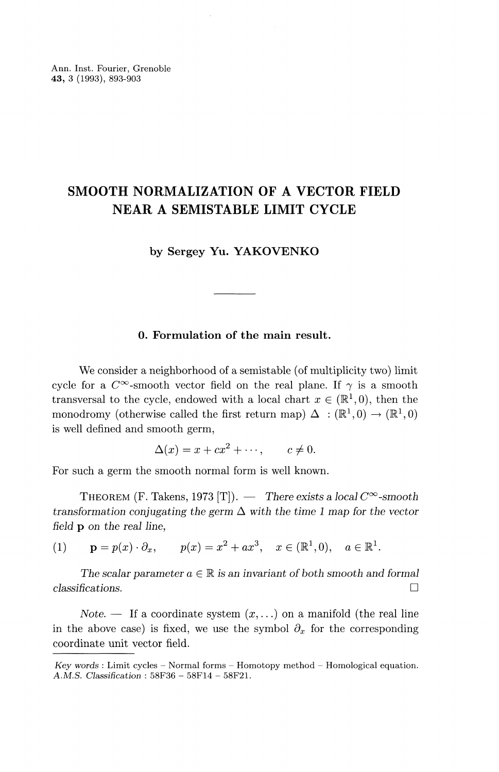# SMOOTH NORMALIZATION OF A VECTOR FIELD NEAR A SEMISTABLE LIMIT CYCLE

**by Sergey Yu. YAKOVENKO**

## 0. Formulation of the main result.

We consider a neighborhood of a semistable (of multiplicity two) limit cycle for a $C^\infty$-smooth vector field on the real plane. If $\gamma$ is a smooth transversal to the cycle, endowed with a local chart $x \in (\mathbb{R}^1, 0)$, then the monodromy (otherwise called the first return map) $\Delta : (\mathbb{R}^1, 0) \to (\mathbb{R}^1, 0)$ is well defined and smooth germ,

$$\Delta(x) = x + cx^2 + \cdots, \qquad c \neq 0.$$

For such a germ the smooth normal form is well known.

THEOREM (F. Takens, 1973 [T]). — *There exists a local $C^\infty$-smooth transformation conjugating the germ $\Delta$ with the time 1 map for the vector field* $\mathbf{p}$ *on the real line,*

$$\mathbf{p} = p(x) \cdot \partial_x, \qquad p(x) = x^2 + ax^3, \quad x \in (\mathbb{R}^1, 0), \quad a \in \mathbb{R}^1. \tag{1}$$

*The scalar parameter $a \in \mathbb{R}$ is an invariant of both smooth and formal classifications.* □

*Note.* — If a coordinate system $(x, \ldots)$ on a manifold (the real line in the above case) is fixed, we use the symbol $\partial_x$ for the corresponding coordinate unit vector field.

---

*Key words* : Limit cycles – Normal forms – Homotopy method – Homological equation.
*A.M.S. Classification* : 58F36 – 58F14 – 58F21.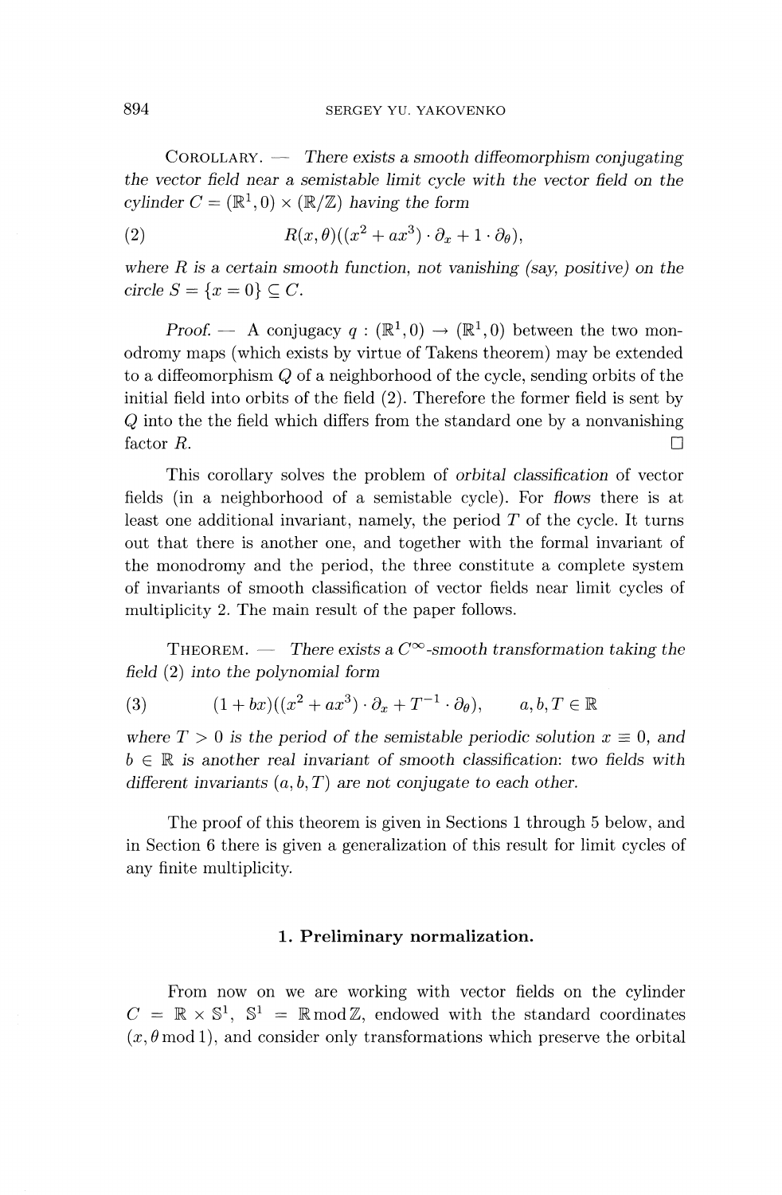COROLLARY. — *There exists a smooth diffeomorphism conjugating the vector field near a semistable limit cycle with the vector field on the cylinder $C = (\mathbb{R}^1, 0) \times (\mathbb{R}/\mathbb{Z})$ having the form*

$$R(x,\theta)((x^2 + ax^3) \cdot \partial_x + 1 \cdot \partial_\theta), \tag{2}$$

*where $R$ is a certain smooth function, not vanishing (say, positive) on the circle $S = \{x = 0\} \subseteq C$.*

*Proof.* — A conjugacy $q : (\mathbb{R}^1, 0) \to (\mathbb{R}^1, 0)$ between the two monodromy maps (which exists by virtue of Takens theorem) may be extended to a diffeomorphism $Q$ of a neighborhood of the cycle, sending orbits of the initial field into orbits of the field (2). Therefore the former field is sent by $Q$ into the the field which differs from the standard one by a nonvanishing factor $R$. □

This corollary solves the problem of *orbital classification* of vector fields (in a neighborhood of a semistable cycle). For *flows* there is at least one additional invariant, namely, the period $T$ of the cycle. It turns out that there is another one, and together with the formal invariant of the monodromy and the period, the three constitute a complete system of invariants of smooth classification of vector fields near limit cycles of multiplicity 2. The main result of the paper follows.

THEOREM. — *There exists a $C^\infty$-smooth transformation taking the field (2) into the polynomial form*

$$(1 + bx)((x^2 + ax^3) \cdot \partial_x + T^{-1} \cdot \partial_\theta), \qquad a, b, T \in \mathbb{R} \tag{3}$$

*where $T > 0$ is the period of the semistable periodic solution $x \equiv 0$, and $b \in \mathbb{R}$ is another real invariant of smooth classification: two fields with different invariants $(a, b, T)$ are not conjugate to each other.*

The proof of this theorem is given in Sections 1 through 5 below, and in Section 6 there is given a generalization of this result for limit cycles of any finite multiplicity.

## 1. Preliminary normalization.

From now on we are working with vector fields on the cylinder $C = \mathbb{R} \times \mathbb{S}^1$, $\mathbb{S}^1 = \mathbb{R} \bmod \mathbb{Z}$, endowed with the standard coordinates $(x, \theta \bmod 1)$, and consider only transformations which preserve the orbital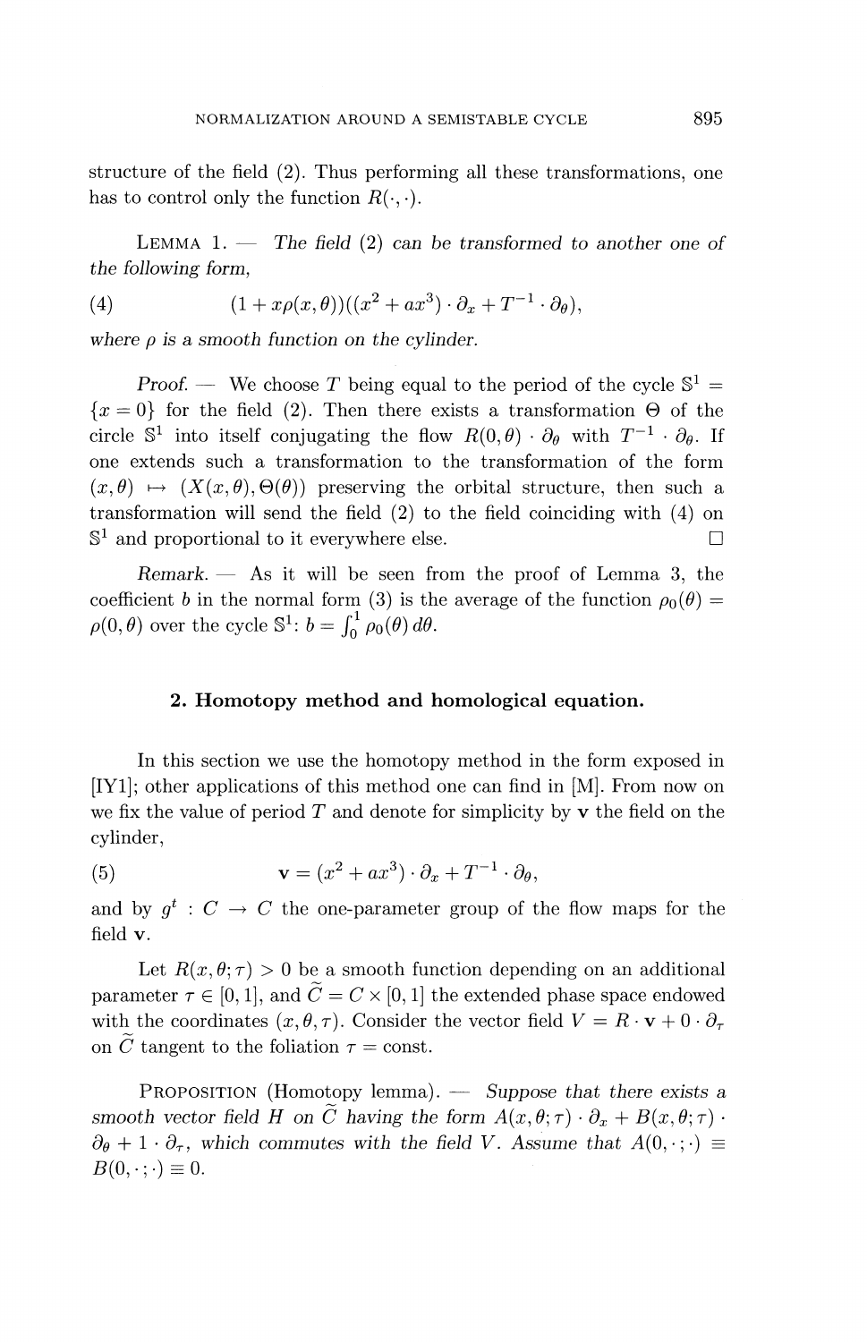structure of the field (2). Thus performing all these transformations, one has to control only the function $R(\cdot,\cdot)$.

LEMMA 1. — *The field (2) can be transformed to another one of the following form,*

$$(4) \qquad (1 + x\rho(x,\theta))((x^2 + ax^3)\cdot\partial_x + T^{-1}\cdot\partial_\theta),$$

*where $\rho$ is a smooth function on the cylinder.*

*Proof.* — We choose $T$ being equal to the period of the cycle $\mathbb{S}^1 = \{x = 0\}$ for the field (2). Then there exists a transformation $\Theta$ of the circle $\mathbb{S}^1$ into itself conjugating the flow $R(0,\theta)\cdot\partial_\theta$ with $T^{-1}\cdot\partial_\theta$. If one extends such a transformation to the transformation of the form $(x,\theta)\mapsto(X(x,\theta),\Theta(\theta))$ preserving the orbital structure, then such a transformation will send the field (2) to the field coinciding with (4) on $\mathbb{S}^1$ and proportional to it everywhere else. $\square$

*Remark.* — As it will be seen from the proof of Lemma 3, the coefficient $b$ in the normal form (3) is the average of the function $\rho_0(\theta) = \rho(0,\theta)$ over the cycle $\mathbb{S}^1$: $b = \int_0^1 \rho_0(\theta)\,d\theta$.

## 2. Homotopy method and homological equation.

In this section we use the homotopy method in the form exposed in [IY1]; other applications of this method one can find in [M]. From now on we fix the value of period $T$ and denote for simplicity by $\mathbf{v}$ the field on the cylinder,

$$(5) \qquad \mathbf{v} = (x^2 + ax^3)\cdot\partial_x + T^{-1}\cdot\partial_\theta,$$

and by $g^t : C \to C$ the one-parameter group of the flow maps for the field $\mathbf{v}$.

Let $R(x,\theta;\tau) > 0$ be a smooth function depending on an additional parameter $\tau\in[0,1]$, and $\widetilde{C} = C\times[0,1]$ the extended phase space endowed with the coordinates $(x,\theta,\tau)$. Consider the vector field $V = R\cdot\mathbf{v} + 0\cdot\partial_\tau$ on $\widetilde{C}$ tangent to the foliation $\tau = \text{const}$.

PROPOSITION (Homotopy lemma). — *Suppose that there exists a smooth vector field $H$ on $\widetilde{C}$ having the form $A(x,\theta;\tau)\cdot\partial_x + B(x,\theta;\tau)\cdot\partial_\theta + 1\cdot\partial_\tau$, which commutes with the field $V$. Assume that $A(0,\cdot;\cdot)\equiv B(0,\cdot;\cdot)\equiv 0$.*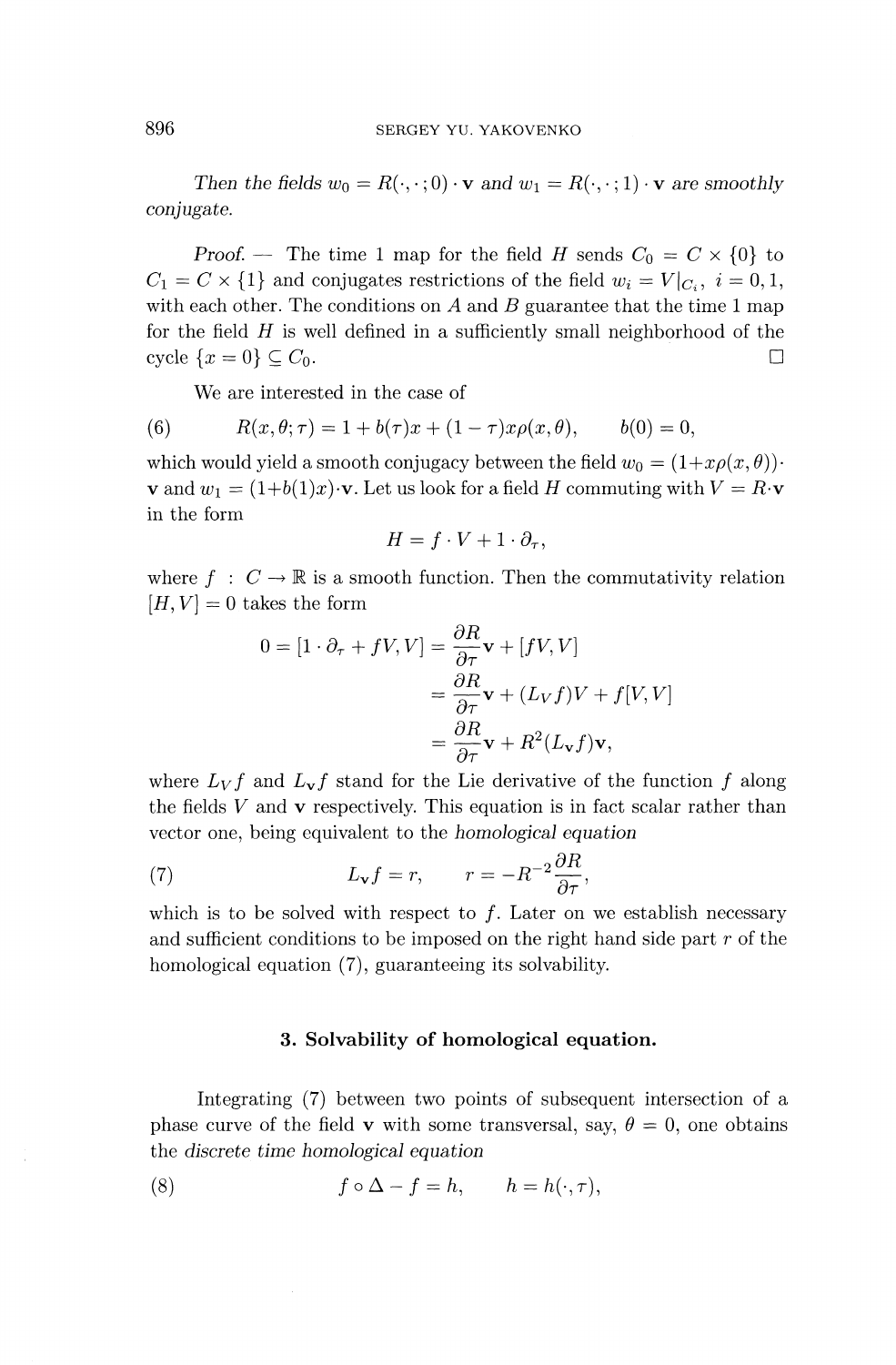*Then the fields $w_0 = R(\cdot,\cdot;0)\cdot \mathbf{v}$ and $w_1 = R(\cdot,\cdot;1)\cdot \mathbf{v}$ are smoothly conjugate.*

*Proof.* — The time 1 map for the field $H$ sends $C_0 = C \times \{0\}$ to $C_1 = C \times \{1\}$ and conjugates restrictions of the field $w_i = V|_{C_i}$, $i = 0, 1$, with each other. The conditions on $A$ and $B$ guarantee that the time 1 map for the field $H$ is well defined in a sufficiently small neighborhood of the cycle $\{x = 0\} \subseteq C_0$. $\square$

We are interested in the case of

$$R(x,\theta;\tau) = 1 + b(\tau)x + (1-\tau)x\rho(x,\theta), \qquad b(0) = 0, \tag{6}$$

which would yield a smooth conjugacy between the field $w_0 = (1+x\rho(x,\theta))\cdot \mathbf{v}$ and $w_1 = (1+b(1)x)\cdot\mathbf{v}$. Let us look for a field $H$ commuting with $V = R\cdot\mathbf{v}$ in the form

$$H = f\cdot V + 1\cdot \partial_\tau,$$

where $f : C \to \mathbb{R}$ is a smooth function. Then the commutativity relation $[H,V] = 0$ takes the form

$$\begin{aligned}
0 = [1\cdot\partial_\tau + fV, V] &= \frac{\partial R}{\partial \tau}\mathbf{v} + [fV, V] \\
&= \frac{\partial R}{\partial \tau}\mathbf{v} + (L_V f)V + f[V,V] \\
&= \frac{\partial R}{\partial \tau}\mathbf{v} + R^2(L_{\mathbf{v}} f)\mathbf{v},
\end{aligned}$$

where $L_V f$ and $L_{\mathbf{v}} f$ stand for the Lie derivative of the function $f$ along the fields $V$ and $\mathbf{v}$ respectively. This equation is in fact scalar rather than vector one, being equivalent to the *homological equation*

$$L_{\mathbf{v}} f = r, \qquad r = -R^{-2}\frac{\partial R}{\partial \tau}, \tag{7}$$

which is to be solved with respect to $f$. Later on we establish necessary and sufficient conditions to be imposed on the right hand side part $r$ of the homological equation (7), guaranteeing its solvability.

## 3. Solvability of homological equation.

Integrating (7) between two points of subsequent intersection of a phase curve of the field $\mathbf{v}$ with some transversal, say, $\theta = 0$, one obtains the *discrete time homological equation*

$$f \circ \Delta - f = h, \qquad h = h(\cdot,\tau), \tag{8}$$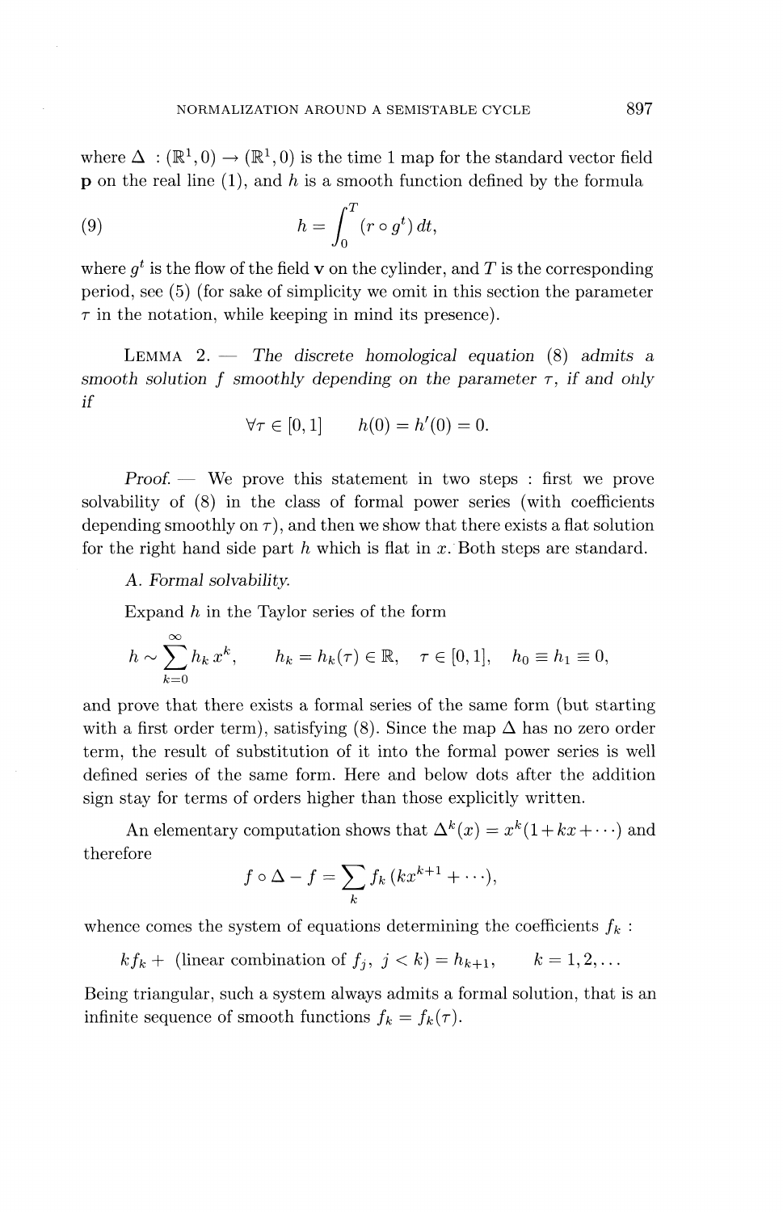where $\Delta : (\mathbb{R}^1, 0) \to (\mathbb{R}^1, 0)$ is the time 1 map for the standard vector field $\mathbf{p}$ on the real line (1), and $h$ is a smooth function defined by the formula

$$h = \int_0^T (r \circ g^t)\, dt, \tag{9}$$

where $g^t$ is the flow of the field $\mathbf{v}$ on the cylinder, and $T$ is the corresponding period, see (5) (for sake of simplicity we omit in this section the parameter $\tau$ in the notation, while keeping in mind its presence).

LEMMA 2. — *The discrete homological equation* (8) *admits a smooth solution* $f$ *smoothly depending on the parameter* $\tau$*, if and only if*

$$\forall \tau \in [0,1] \qquad h(0) = h'(0) = 0.$$

*Proof.* — We prove this statement in two steps : first we prove solvability of (8) in the class of formal power series (with coefficients depending smoothly on $\tau$), and then we show that there exists a flat solution for the right hand side part $h$ which is flat in $x$. Both steps are standard.

*A. Formal solvability.*

Expand $h$ in the Taylor series of the form

$$h \sim \sum_{k=0}^{\infty} h_k\, x^k, \qquad h_k = h_k(\tau) \in \mathbb{R}, \quad \tau \in [0,1], \quad h_0 \equiv h_1 \equiv 0,$$

and prove that there exists a formal series of the same form (but starting with a first order term), satisfying (8). Since the map $\Delta$ has no zero order term, the result of substitution of it into the formal power series is well defined series of the same form. Here and below dots after the addition sign stay for terms of orders higher than those explicitly written.

An elementary computation shows that $\Delta^k(x) = x^k(1 + kx + \cdots)$ and therefore

$$f \circ \Delta - f = \sum_k f_k\,(kx^{k+1} + \cdots),$$

whence comes the system of equations determining the coefficients $f_k$ :

$$kf_k + \text{ (linear combination of } f_j,\ j < k) = h_{k+1}, \qquad k = 1, 2, \ldots$$

Being triangular, such a system always admits a formal solution, that is an infinite sequence of smooth functions $f_k = f_k(\tau)$.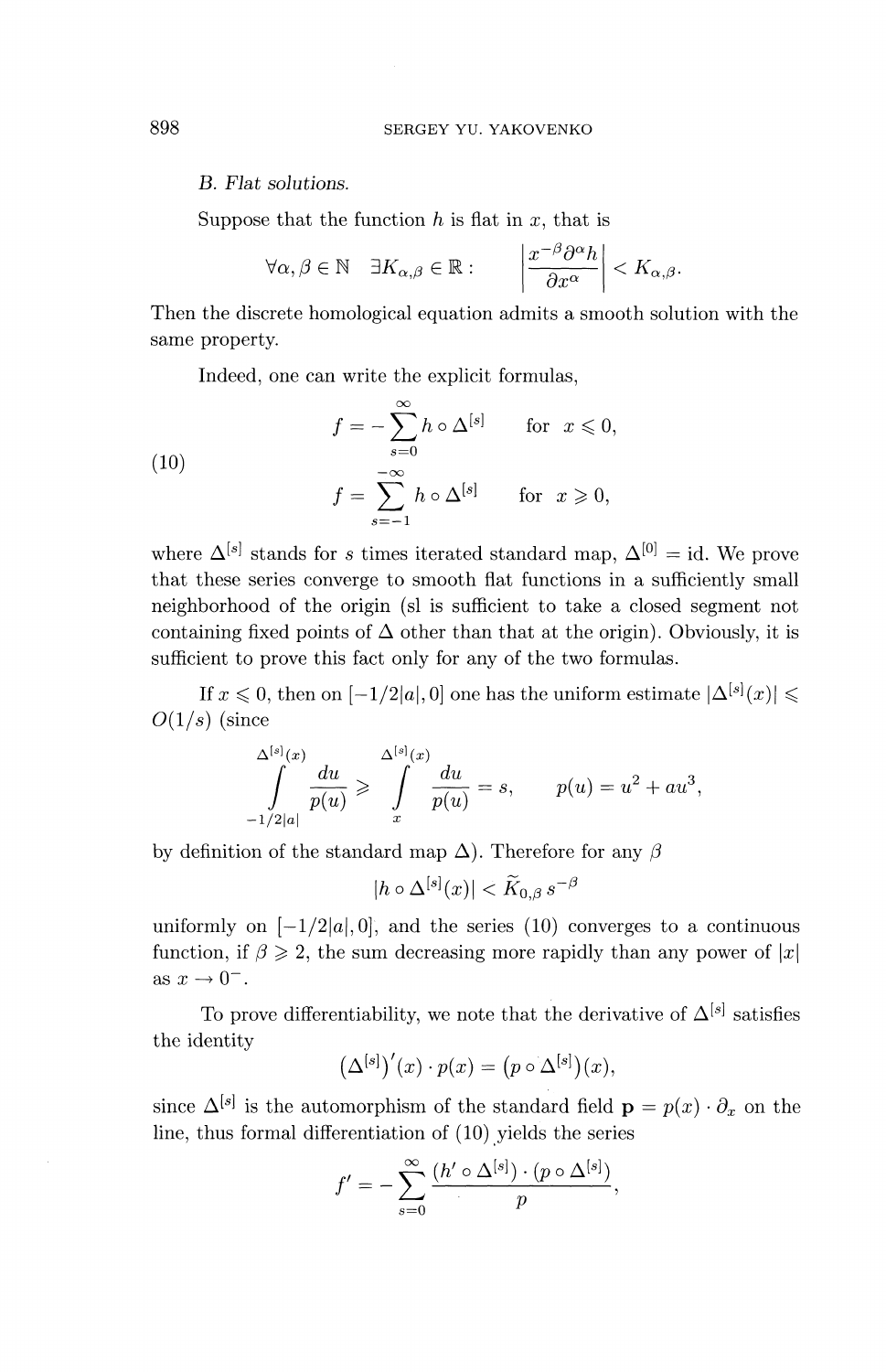*B. Flat solutions.*

Suppose that the function $h$ is flat in $x$, that is

$$\forall \alpha, \beta \in \mathbb{N} \quad \exists K_{\alpha,\beta} \in \mathbb{R} : \qquad \left| \frac{x^{-\beta} \partial^{\alpha} h}{\partial x^{\alpha}} \right| < K_{\alpha,\beta}.$$

Then the discrete homological equation admits a smooth solution with the same property.

Indeed, one can write the explicit formulas,

$$\begin{aligned} f &= -\sum_{s=0}^{\infty} h \circ \Delta^{[s]} \qquad \text{for } x \leqslant 0, \\ f &= \sum_{s=-1}^{-\infty} h \circ \Delta^{[s]} \qquad \text{for } x \geqslant 0, \end{aligned} \tag{10}$$

where $\Delta^{[s]}$ stands for $s$ times iterated standard map, $\Delta^{[0]} = \mathrm{id}$. We prove that these series converge to smooth flat functions in a sufficiently small neighborhood of the origin (sl is sufficient to take a closed segment not containing fixed points of $\Delta$ other than that at the origin). Obviously, it is sufficient to prove this fact only for any of the two formulas.

If $x \leqslant 0$, then on $[-1/2|a|, 0]$ one has the uniform estimate $|\Delta^{[s]}(x)| \leqslant O(1/s)$ (since

$$\int_{-1/2|a|}^{\Delta^{[s]}(x)} \frac{du}{p(u)} \geqslant \int_{x}^{\Delta^{[s]}(x)} \frac{du}{p(u)} = s, \qquad p(u) = u^2 + au^3,$$

by definition of the standard map $\Delta$). Therefore for any $\beta$

$$|h \circ \Delta^{[s]}(x)| < \widetilde{K}_{0,\beta}\, s^{-\beta}$$

uniformly on $[-1/2|a|, 0]$, and the series (10) converges to a continuous function, if $\beta \geqslant 2$, the sum decreasing more rapidly than any power of $|x|$ as $x \to 0^-$.

To prove differentiability, we note that the derivative of $\Delta^{[s]}$ satisfies the identity

$$\left(\Delta^{[s]}\right)'(x) \cdot p(x) = \left(p \circ \Delta^{[s]}\right)(x),$$

since $\Delta^{[s]}$ is the automorphism of the standard field $\mathbf{p} = p(x) \cdot \partial_x$ on the line, thus formal differentiation of (10) yields the series

$$f' = -\sum_{s=0}^{\infty} \frac{(h' \circ \Delta^{[s]}) \cdot (p \circ \Delta^{[s]})}{p},$$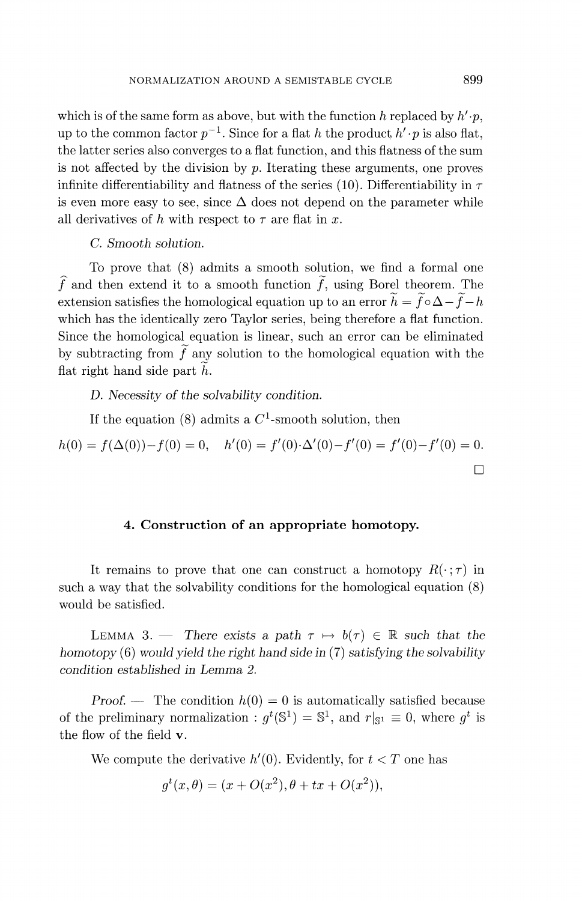which is of the same form as above, but with the function $h$ replaced by $h' \cdot p$, up to the common factor $p^{-1}$. Since for a flat $h$ the product $h' \cdot p$ is also flat, the latter series also converges to a flat function, and this flatness of the sum is not affected by the division by $p$. Iterating these arguments, one proves infinite differentiability and flatness of the series (10). Differentiability in $\tau$ is even more easy to see, since $\Delta$ does not depend on the parameter while all derivatives of $h$ with respect to $\tau$ are flat in $x$.

*C. Smooth solution.*

To prove that (8) admits a smooth solution, we find a formal one $\widehat{f}$ and then extend it to a smooth function $\widetilde{f}$, using Borel theorem. The extension satisfies the homological equation up to an error $\widetilde{h} = \widetilde{f} \circ \Delta - \widetilde{f} - h$ which has the identically zero Taylor series, being therefore a flat function. Since the homological equation is linear, such an error can be eliminated by subtracting from $\widetilde{f}$ any solution to the homological equation with the flat right hand side part $\widetilde{h}$.

*D. Necessity of the solvability condition.*

If the equation (8) admits a $C^1$-smooth solution, then

$$h(0) = f(\Delta(0)) - f(0) = 0, \quad h'(0) = f'(0) \cdot \Delta'(0) - f'(0) = f'(0) - f'(0) = 0.$$

$\square$

## 4. Construction of an appropriate homotopy.

It remains to prove that one can construct a homotopy $R(\cdot\,; \tau)$ in such a way that the solvability conditions for the homological equation (8) would be satisfied.

LEMMA 3. — *There exists a path $\tau \mapsto b(\tau) \in \mathbb{R}$ such that the homotopy* (6) *would yield the right hand side in* (7) *satisfying the solvability condition established in Lemma 2.*

*Proof.* — The condition $h(0) = 0$ is automatically satisfied because of the preliminary normalization : $g^t(\mathbb{S}^1) = \mathbb{S}^1$, and $r|_{\mathbb{S}^1} \equiv 0$, where $g^t$ is the flow of the field $\mathbf{v}$.

We compute the derivative $h'(0)$. Evidently, for $t < T$ one has

$$g^t(x, \theta) = (x + O(x^2), \theta + tx + O(x^2)),$$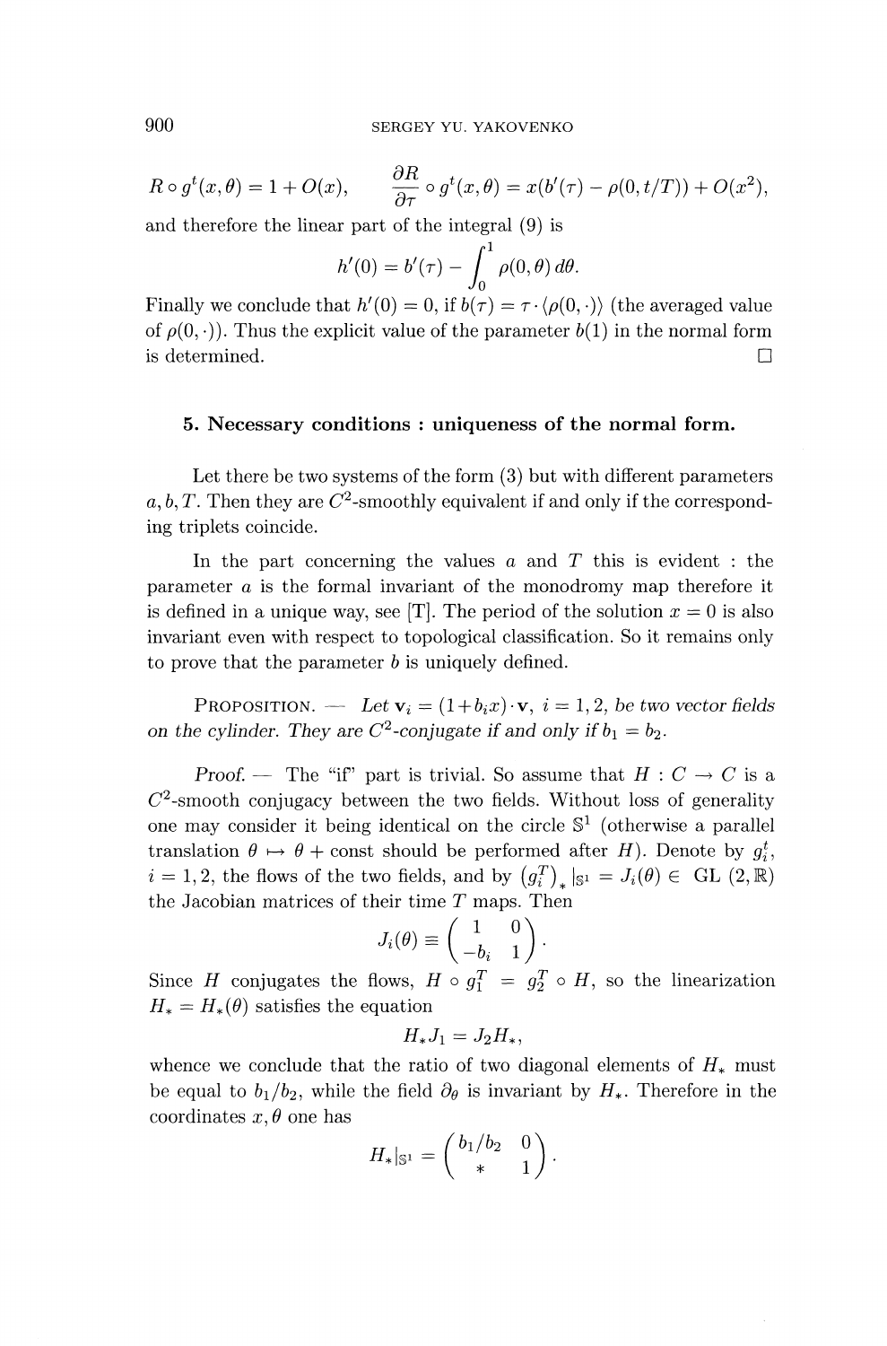$$R \circ g^t(x,\theta) = 1 + O(x), \qquad \frac{\partial R}{\partial \tau} \circ g^t(x,\theta) = x(b'(\tau) - \rho(0, t/T)) + O(x^2),$$

and therefore the linear part of the integral (9) is

$$h'(0) = b'(\tau) - \int_0^1 \rho(0,\theta)\, d\theta.$$

Finally we conclude that $h'(0) = 0$, if $b(\tau) = \tau \cdot \langle \rho(0,\cdot) \rangle$ (the averaged value of $\rho(0,\cdot)$). Thus the explicit value of the parameter $b(1)$ in the normal form is determined. $\square$

## 5. Necessary conditions : uniqueness of the normal form.

Let there be two systems of the form (3) but with different parameters $a, b, T$. Then they are $C^2$-smoothly equivalent if and only if the corresponding triplets coincide.

In the part concerning the values $a$ and $T$ this is evident : the parameter $a$ is the formal invariant of the monodromy map therefore it is defined in a unique way, see [T]. The period of the solution $x = 0$ is also invariant even with respect to topological classification. So it remains only to prove that the parameter $b$ is uniquely defined.

PROPOSITION. — *Let $\mathbf{v}_i = (1 + b_i x) \cdot \mathbf{v}$, $i = 1, 2$, be two vector fields on the cylinder. They are $C^2$-conjugate if and only if $b_1 = b_2$.*

*Proof.* — The "if" part is trivial. So assume that $H : C \to C$ is a $C^2$-smooth conjugacy between the two fields. Without loss of generality one may consider it being identical on the circle $\mathbb{S}^1$ (otherwise a parallel translation $\theta \mapsto \theta + \text{const}$ should be performed after $H$). Denote by $g_i^t$, $i = 1, 2$, the flows of the two fields, and by $\left(g_i^T\right)_* |_{\mathbb{S}^1} = J_i(\theta) \in \mathrm{GL}(2, \mathbb{R})$ the Jacobian matrices of their time $T$ maps. Then

$$J_i(\theta) \equiv \begin{pmatrix} 1 & 0 \\ -b_i & 1 \end{pmatrix}.$$

Since $H$ conjugates the flows, $H \circ g_1^T = g_2^T \circ H$, so the linearization $H_* = H_*(\theta)$ satisfies the equation

$$H_* J_1 = J_2 H_*,$$

whence we conclude that the ratio of two diagonal elements of $H_*$ must be equal to $b_1/b_2$, while the field $\partial_\theta$ is invariant by $H_*$. Therefore in the coordinates $x, \theta$ one has

$$H_*|_{\mathbb{S}^1} = \begin{pmatrix} b_1/b_2 & 0 \\ * & 1 \end{pmatrix}.$$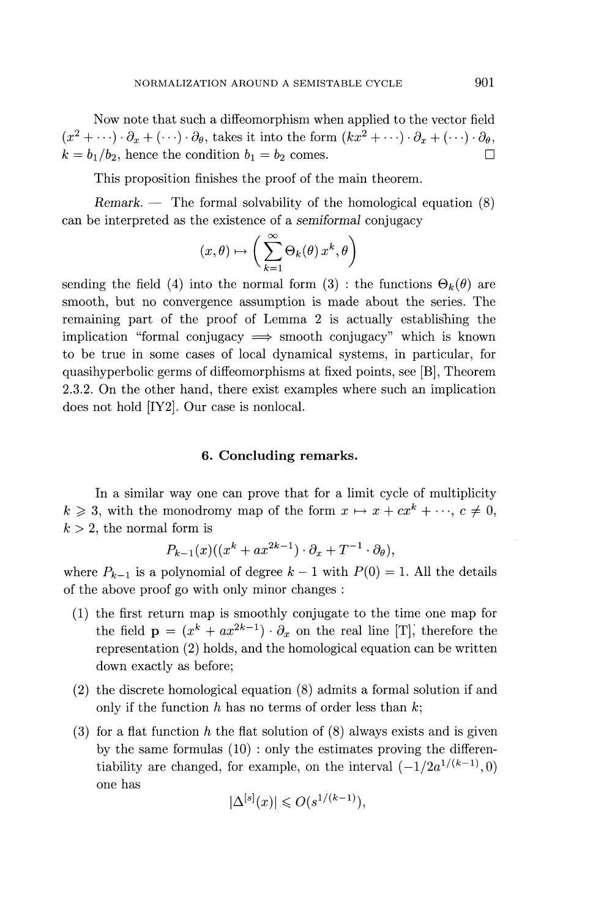Now note that such a diffeomorphism when applied to the vector field $(x^2 + \cdots) \cdot \partial_x + (\cdots) \cdot \partial_\theta$, takes it into the form $(kx^2 + \cdots) \cdot \partial_x + (\cdots) \cdot \partial_\theta$, $k = b_1/b_2$, hence the condition $b_1 = b_2$ comes. □

This proposition finishes the proof of the main theorem.

*Remark.* — The formal solvability of the homological equation (8) can be interpreted as the existence of a *semiformal* conjugacy

$$(x, \theta) \mapsto \Big( \sum_{k=1}^{\infty} \Theta_k(\theta)\, x^k, \theta \Big)$$

sending the field (4) into the normal form (3) : the functions $\Theta_k(\theta)$ are smooth, but no convergence assumption is made about the series. The remaining part of the proof of Lemma 2 is actually establishing the implication "formal conjugacy $\Longrightarrow$ smooth conjugacy" which is known to be true in some cases of local dynamical systems, in particular, for quasihyperbolic germs of diffeomorphisms at fixed points, see [B], Theorem 2.3.2. On the other hand, there exist examples where such an implication does not hold [IY2]. Our case is nonlocal.

## 6. Concluding remarks.

In a similar way one can prove that for a limit cycle of multiplicity $k \geqslant 3$, with the monodromy map of the form $x \mapsto x + cx^k + \cdots$, $c \neq 0$, $k > 2$, the normal form is

$$P_{k-1}(x)((x^k + ax^{2k-1}) \cdot \partial_x + T^{-1} \cdot \partial_\theta),$$

where $P_{k-1}$ is a polynomial of degree $k-1$ with $P(0) = 1$. All the details of the above proof go with only minor changes :

1. the first return map is smoothly conjugate to the time one map for the field $\mathbf{p} = (x^k + ax^{2k-1}) \cdot \partial_x$ on the real line [T], therefore the representation (2) holds, and the homological equation can be written down exactly as before;
2. the discrete homological equation (8) admits a formal solution if and only if the function $h$ has no terms of order less than $k$;
3. for a flat function $h$ the flat solution of (8) always exists and is given by the same formulas (10) : only the estimates proving the differentiability are changed, for example, on the interval $(-1/2a^{1/(k-1)}, 0)$ one has

$$|\Delta^{[s]}(x)| \leqslant O(s^{1/(k-1)}),$$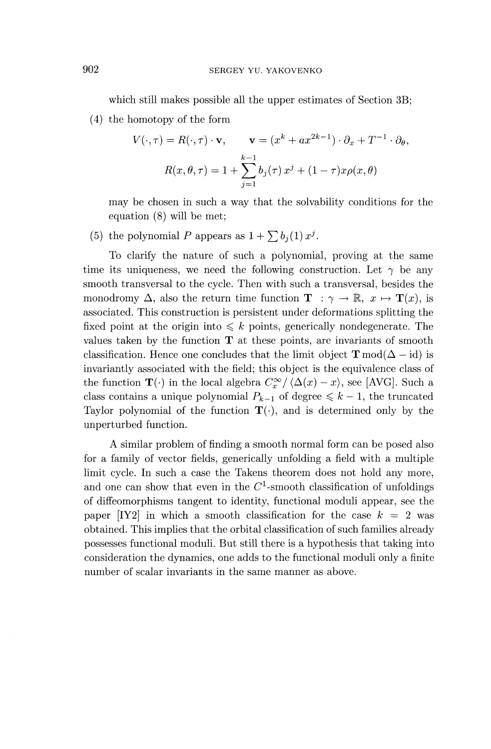which still makes possible all the upper estimates of Section 3B;

(4) the homotopy of the form

$$V(\cdot,\tau) = R(\cdot,\tau)\cdot \mathbf{v}, \qquad \mathbf{v} = (x^k + ax^{2k-1})\cdot \partial_x + T^{-1}\cdot \partial_\theta,$$

$$R(x,\theta,\tau) = 1 + \sum_{j=1}^{k-1} b_j(\tau)\, x^j + (1-\tau)x\rho(x,\theta)$$

may be chosen in such a way that the solvability conditions for the equation (8) will be met;

(5) the polynomial $P$ appears as $1 + \sum b_j(1)\, x^j$.

To clarify the nature of such a polynomial, proving at the same time its uniqueness, we need the following construction. Let $\gamma$ be any smooth transversal to the cycle. Then with such a transversal, besides the monodromy $\Delta$, also the return time function $\mathbf{T} : \gamma \to \mathbb{R}$, $x \mapsto \mathbf{T}(x)$, is associated. This construction is persistent under deformations splitting the fixed point at the origin into $\leqslant k$ points, generically nondegenerate. The values taken by the function $\mathbf{T}$ at these points, are invariants of smooth classification. Hence one concludes that the limit object $\mathbf{T} \bmod (\Delta - \mathrm{id})$ is invariantly associated with the field; this object is the equivalence class of the function $\mathbf{T}(\cdot)$ in the local algebra $C^\infty_x / \langle \Delta(x) - x\rangle$, see [AVG]. Such a class contains a unique polynomial $P_{k-1}$ of degree $\leqslant k-1$, the truncated Taylor polynomial of the function $\mathbf{T}(\cdot)$, and is determined only by the unperturbed function.

A similar problem of finding a smooth normal form can be posed also for a family of vector fields, generically unfolding a field with a multiple limit cycle. In such a case the Takens theorem does not hold any more, and one can show that even in the $C^1$-smooth classification of unfoldings of diffeomorphisms tangent to identity, functional moduli appear, see the paper [IY2] in which a smooth classification for the case $k = 2$ was obtained. This implies that the orbital classification of such families already possesses functional moduli. But still there is a hypothesis that taking into consideration the dynamics, one adds to the functional moduli only a finite number of scalar invariants in the same manner as above.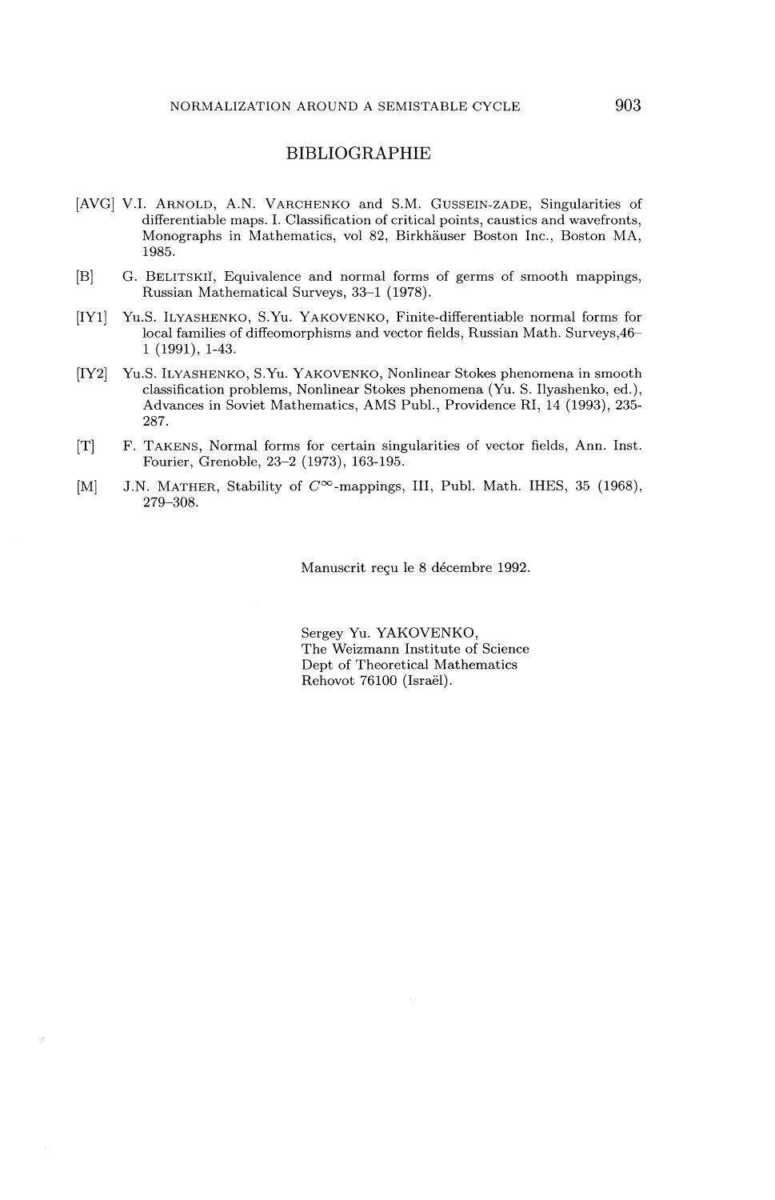# BIBLIOGRAPHIE

[AVG] V.I. ARNOLD, A.N. VARCHENKO and S.M. GUSSEIN-ZADE, Singularities of differentiable maps. I. Classification of critical points, caustics and wavefronts, Monographs in Mathematics, vol 82, Birkhäuser Boston Inc., Boston MA, 1985.

[B] G. BELITSKIĬ, Equivalence and normal forms of germs of smooth mappings, Russian Mathematical Surveys, 33–1 (1978).

[IY1] Yu.S. ILYASHENKO, S.Yu. YAKOVENKO, Finite-differentiable normal forms for local families of diffeomorphisms and vector fields, Russian Math. Surveys,46–1 (1991), 1-43.

[IY2] Yu.S. ILYASHENKO, S.Yu. YAKOVENKO, Nonlinear Stokes phenomena in smooth classification problems, Nonlinear Stokes phenomena (Yu. S. Ilyashenko, ed.), Advances in Soviet Mathematics, AMS Publ., Providence RI, 14 (1993), 235-287.

[T] F. TAKENS, Normal forms for certain singularities of vector fields, Ann. Inst. Fourier, Grenoble, 23–2 (1973), 163-195.

[M] J.N. MATHER, Stability of $C^\infty$-mappings, III, Publ. Math. IHES, 35 (1968), 279–308.

Manuscrit reçu le 8 décembre 1992.

Sergey Yu. YAKOVENKO,
The Weizmann Institute of Science
Dept of Theoretical Mathematics
Rehovot 76100 (Israël).